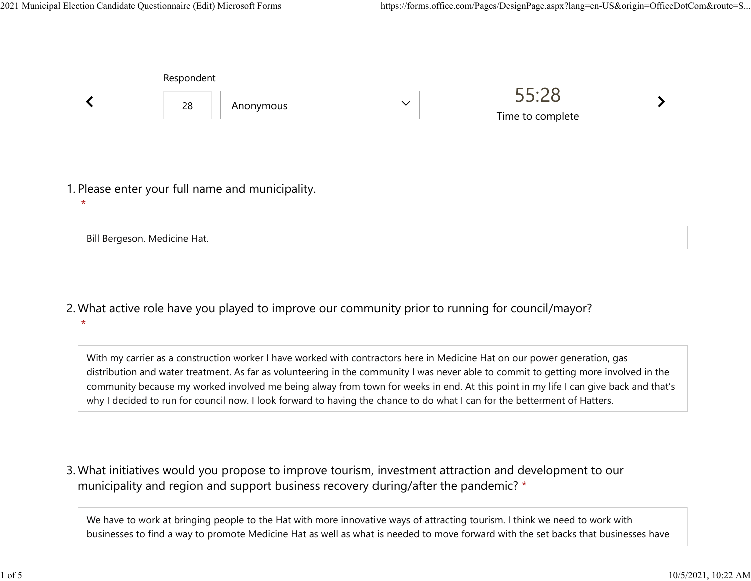Respondent

28 | Anonymous

55:28

Time to complete

1. Please enter your full name and municipality.
*

Bill Bergeson. Medicine Hat.

2. What active role have you played to improve our community prior to running for council/mayor?
*

With my carrier as a construction worker I have worked with contractors here in Medicine Hat on our power generation, gas distribution and water treatment. As far as volunteering in the community I was never able to commit to getting more involved in the community because my worked involved me being alway from town for weeks in end. At this point in my life I can give back and that's why I decided to run for council now. I look forward to having the chance to do what I can for the betterment of Hatters.

3. What initiatives would you propose to improve tourism, investment attraction and development to our municipality and region and support business recovery during/after the pandemic? *

We have to work at bringing people to the Hat with more innovative ways of attracting tourism. I think we need to work with businesses to find a way to promote Medicine Hat as well as what is needed to move forward with the set backs that businesses have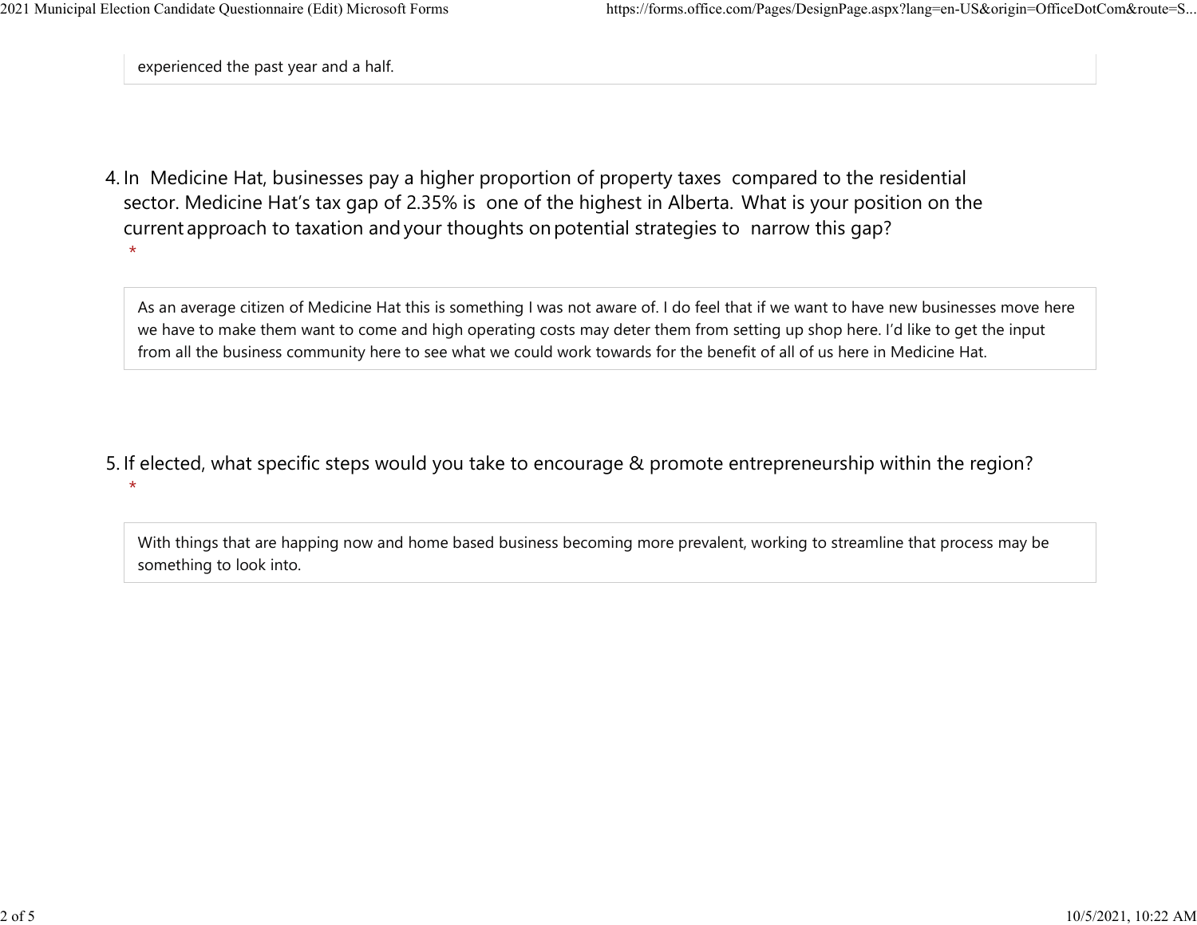experienced the past year and a half.

4. In Medicine Hat, businesses pay a higher proportion of property taxes compared to the residential sector. Medicine Hat's tax gap of 2.35% is one of the highest in Alberta. What is your position on the current approach to taxation and your thoughts on potential strategies to narrow this gap?
   *

As an average citizen of Medicine Hat this is something I was not aware of. I do feel that if we want to have new businesses move here we have to make them want to come and high operating costs may deter them from setting up shop here. I'd like to get the input from all the business community here to see what we could work towards for the benefit of all of us here in Medicine Hat.

5. If elected, what specific steps would you take to encourage & promote entrepreneurship within the region?
   *

With things that are happing now and home based business becoming more prevalent, working to streamline that process may be something to look into.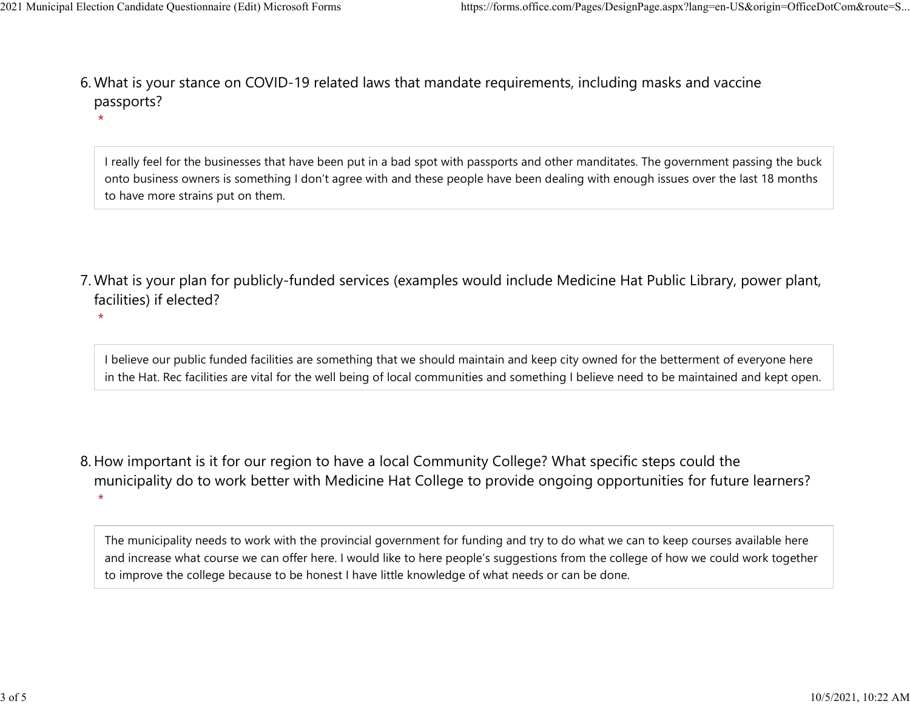6. What is your stance on COVID-19 related laws that mandate requirements, including masks and vaccine passports?
*

I really feel for the businesses that have been put in a bad spot with passports and other manditates. The government passing the buck onto business owners is something I don't agree with and these people have been dealing with enough issues over the last 18 months to have more strains put on them.

7. What is your plan for publicly-funded services (examples would include Medicine Hat Public Library, power plant, facilities) if elected?
*

I believe our public funded facilities are something that we should maintain and keep city owned for the betterment of everyone here in the Hat. Rec facilities are vital for the well being of local communities and something I believe need to be maintained and kept open.

8. How important is it for our region to have a local Community College? What specific steps could the municipality do to work better with Medicine Hat College to provide ongoing opportunities for future learners?
*

The municipality needs to work with the provincial government for funding and try to do what we can to keep courses available here and increase what course we can offer here. I would like to here people's suggestions from the college of how we could work together to improve the college because to be honest I have little knowledge of what needs or can be done.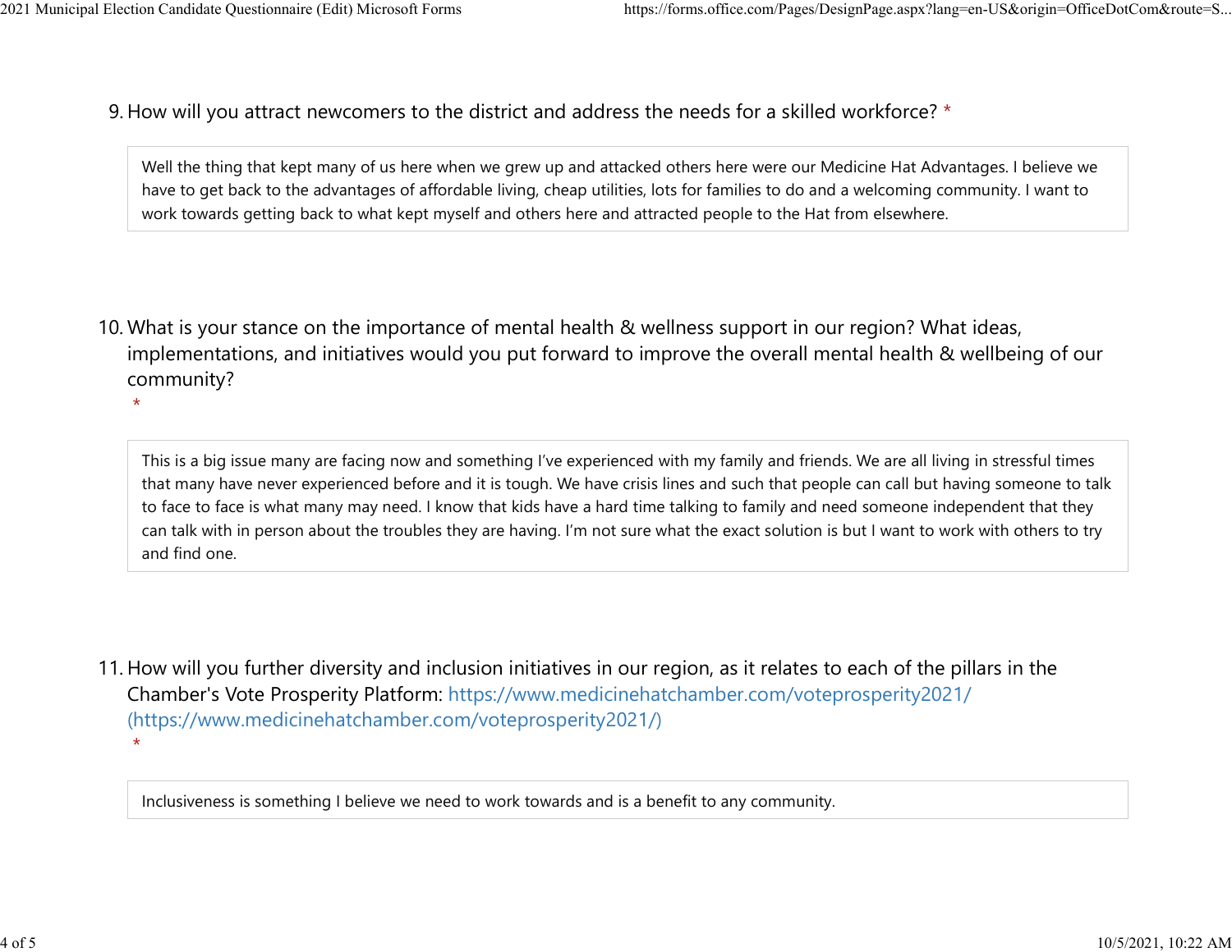9. How will you attract newcomers to the district and address the needs for a skilled workforce? *

Well the thing that kept many of us here when we grew up and attacked others here were our Medicine Hat Advantages. I believe we have to get back to the advantages of affordable living, cheap utilities, lots for families to do and a welcoming community. I want to work towards getting back to what kept myself and others here and attracted people to the Hat from elsewhere.

10. What is your stance on the importance of mental health & wellness support in our region? What ideas, implementations, and initiatives would you put forward to improve the overall mental health & wellbeing of our community? *

This is a big issue many are facing now and something I've experienced with my family and friends. We are all living in stressful times that many have never experienced before and it is tough. We have crisis lines and such that people can call but having someone to talk to face to face is what many may need. I know that kids have a hard time talking to family and need someone independent that they can talk with in person about the troubles they are having. I'm not sure what the exact solution is but I want to work with others to try and find one.

11. How will you further diversity and inclusion initiatives in our region, as it relates to each of the pillars in the Chamber's Vote Prosperity Platform: https://www.medicinehatchamber.com/voteprosperity2021/ (https://www.medicinehatchamber.com/voteprosperity2021/) *

Inclusiveness is something I believe we need to work towards and is a benefit to any community.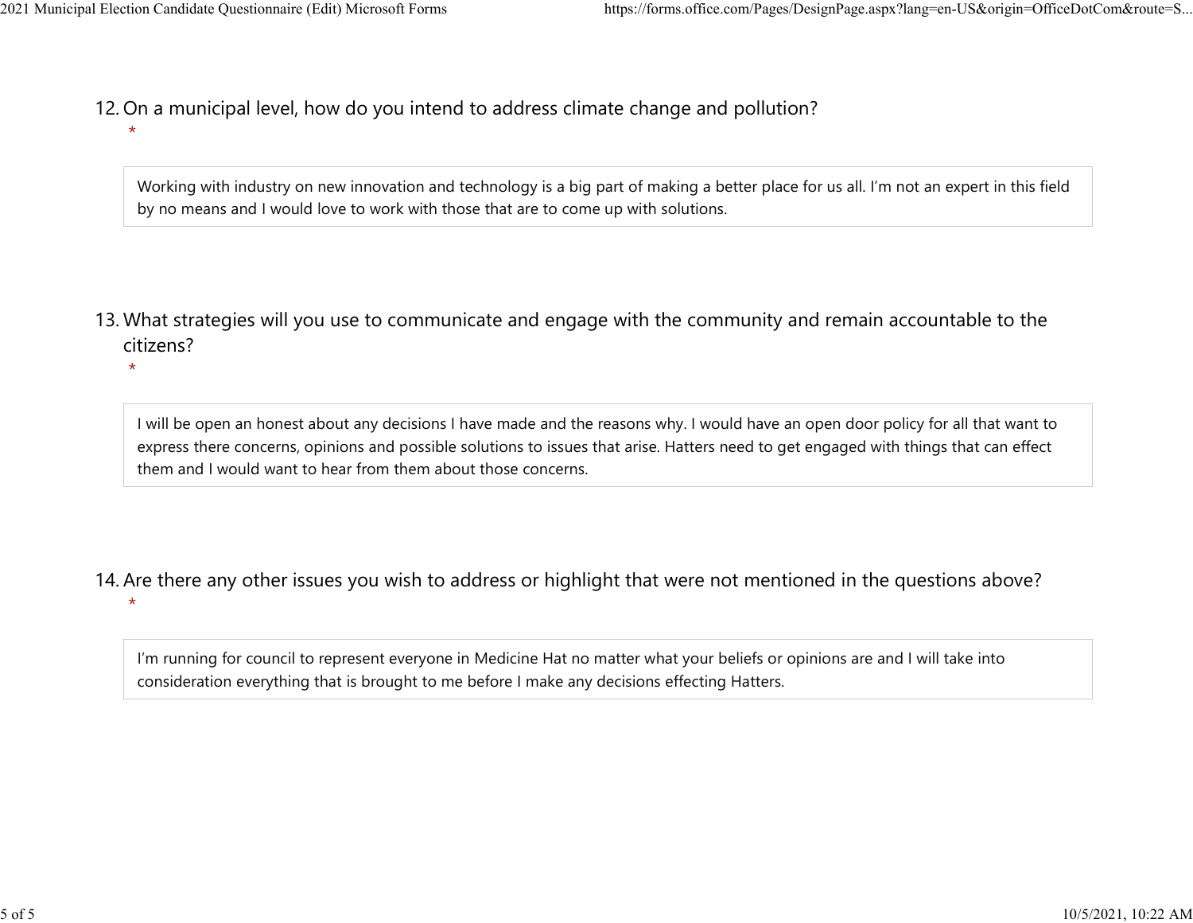12. On a municipal level, how do you intend to address climate change and pollution?
*

Working with industry on new innovation and technology is a big part of making a better place for us all. I'm not an expert in this field by no means and I would love to work with those that are to come up with solutions.

13. What strategies will you use to communicate and engage with the community and remain accountable to the citizens?
*

I will be open an honest about any decisions I have made and the reasons why. I would have an open door policy for all that want to express there concerns, opinions and possible solutions to issues that arise. Hatters need to get engaged with things that can effect them and I would want to hear from them about those concerns.

14. Are there any other issues you wish to address or highlight that were not mentioned in the questions above?
*

I'm running for council to represent everyone in Medicine Hat no matter what your beliefs or opinions are and I will take into consideration everything that is brought to me before I make any decisions effecting Hatters.